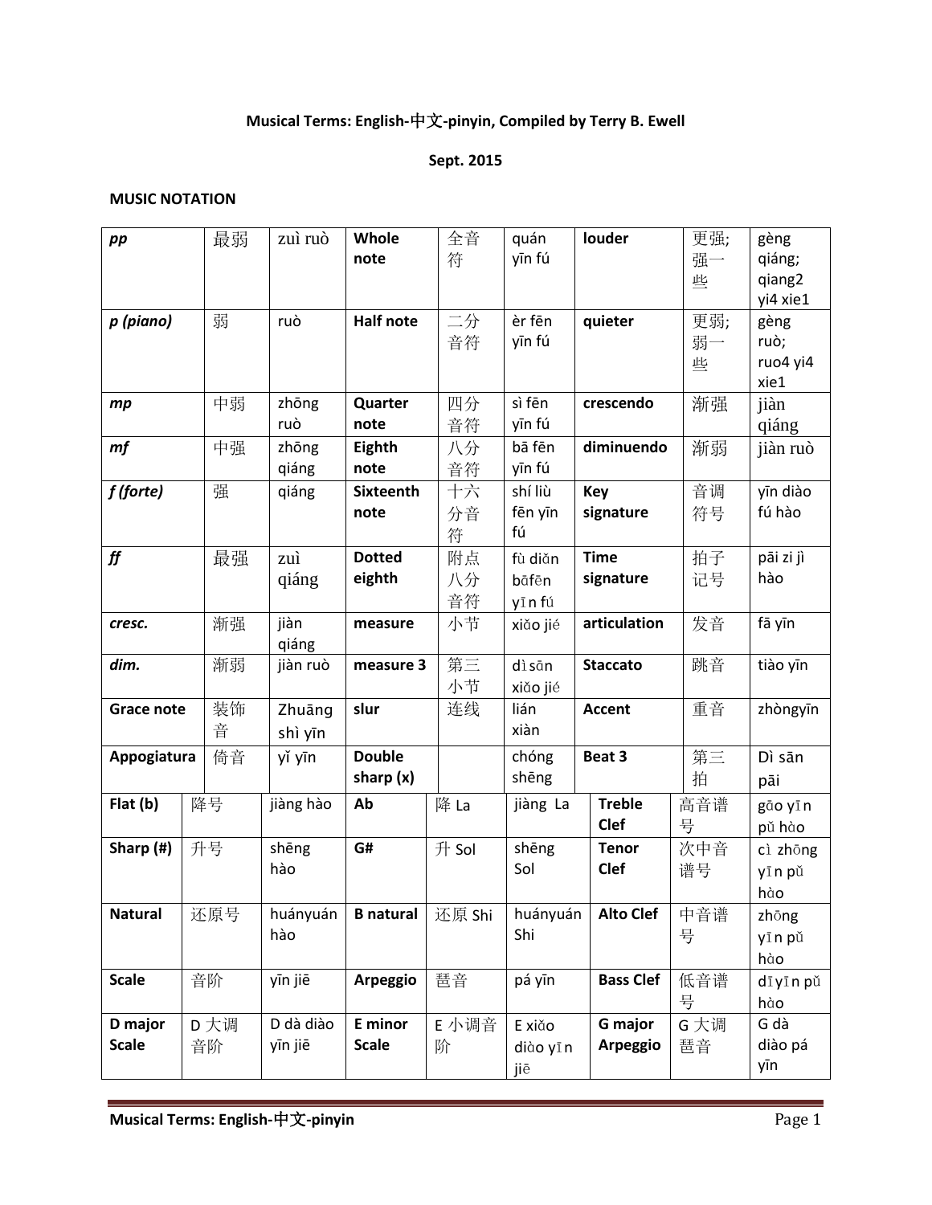**Musical Terms: English-中文-pinyin, Compiled by Terry B. Ewell**

**Sept. 2015**

**MUSIC NOTATION**

| ***pp*** | 最弱 | zuì ruò | **Whole note** | 全音符 | quán yīn fú | **louder** | 更强; 强一些 | gèng qiáng; qiang2 yi4 xie1 |
|---|---|---|---|---|---|---|---|---|
| ***p (piano)*** | 弱 | ruò | **Half note** | 二分音符 | èr fēn yīn fú | **quieter** | 更弱; 弱一些 | gèng ruò; ruo4 yi4 xie1 |
| ***mp*** | 中弱 | zhōng ruò | **Quarter note** | 四分音符 | sì fēn yīn fú | **crescendo** | 渐强 | jiàn qiáng |
| ***mf*** | 中强 | zhōng qiáng | **Eighth note** | 八分音符 | bā fēn yīn fú | **diminuendo** | 渐弱 | jiàn ruò |
| ***f (forte)*** | 强 | qiáng | **Sixteenth note** | 十六分音符 | shí liù fēn yīn fú | **Key signature** | 音调符号 | yīn diào fú hào |
| ***ff*** | 最强 | zuì qiáng | **Dotted eighth** | 附点八分音符 | fù diǎn bāfēn yīn fú | **Time signature** | 拍子记号 | pāi zi jì hào |
| ***cresc.*** | 渐强 | jiàn qiáng | **measure** | 小节 | xiǎo jié | **articulation** | 发音 | fā yīn |
| ***dim.*** | 渐弱 | jiàn ruò | **measure 3** | 第三小节 | dì sān xiǎo jié | **Staccato** | 跳音 | tiào yīn |
| **Grace note** | 装饰音 | Zhuāng shì yīn | **slur** | 连线 | lián xiàn | **Accent** | 重音 | zhòngyīn |
| **Appogiatura** | 倚音 | yǐ yīn | **Double sharp (x)** | | chóng shēng | **Beat 3** | 第三拍 | Dì sān pāi |
| **Flat (b)** | 降号 | jiàng hào | **Ab** | 降 La | jiàng La | **Treble Clef** | 高音谱号 | gāo yīn pǔ hào |
| **Sharp (#)** | 升号 | shēng hào | **G#** | 升 Sol | shēng Sol | **Tenor Clef** | 次中音谱号 | cì zhōng yīn pǔ hào |
| **Natural** | 还原号 | huányuán hào | **B natural** | 还原 Shi | huányuán Shi | **Alto Clef** | 中音谱号 | zhōng yīn pǔ hào |
| **Scale** | 音阶 | yīn jiē | **Arpeggio** | 琶音 | pá yīn | **Bass Clef** | 低音谱号 | dī yīn pǔ hào |
| **D major Scale** | D 大调音阶 | D dà diào yīn jiē | **E minor Scale** | E 小调音阶 | E xiǎo diào yīn jiē | **G major Arpeggio** | G 大调琶音 | G dà diào pá yīn |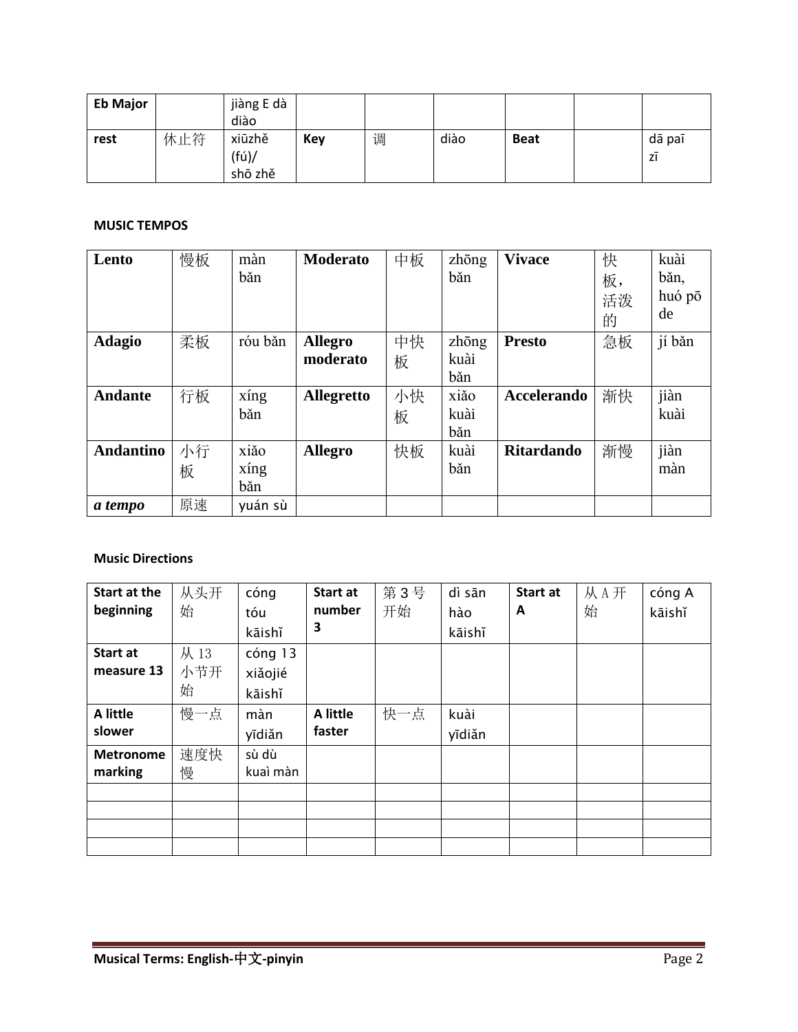| **Eb Major** | | jiàng E dà diào | | | | | | |
|---|---|---|---|---|---|---|---|---|
| **rest** | 休止符 | xiūzhě (fú)/ shō zhě | **Key** | 调 | diào | **Beat** | | dā paī zī |

**MUSIC TEMPOS**

| **Lento** | 慢板 | màn bǎn | **Moderato** | 中板 | zhōng bǎn | **Vivace** | 快板，活泼的 | kuài bǎn, huó pō de |
|---|---|---|---|---|---|---|---|---|
| **Adagio** | 柔板 | róu bǎn | **Allegro moderato** | 中快板 | zhōng kuài bǎn | **Presto** | 急板 | jí bǎn |
| **Andante** | 行板 | xíng bǎn | **Allegretto** | 小快板 | xiǎo kuài bǎn | **Accelerando** | 渐快 | jiàn kuài |
| **Andantino** | 小行板 | xiǎo xíng bǎn | **Allegro** | 快板 | kuài bǎn | **Ritardando** | 渐慢 | jiàn màn |
| ***a tempo*** | 原速 | yuán sù | | | | | | |

**Music Directions**

| **Start at the beginning** | 从头开始 | cóng tóu kāishǐ | **Start at number 3** | 第 3 号开始 | dì sān hào kāishǐ | **Start at A** | 从 A 开始 | cóng A kāishǐ |
|---|---|---|---|---|---|---|---|---|
| **Start at measure 13** | 从 13 小节开始 | cóng 13 xiǎojié kāishǐ | | | | | | |
| **A little slower** | 慢一点 | màn yīdiǎn | **A little faster** | 快一点 | kuài yīdiǎn | | | |
| **Metronome marking** | 速度快慢 | sù dù kuaì màn | | | | | | |
| | | | | | | | | |
| | | | | | | | | |
| | | | | | | | | |
| | | | | | | | | |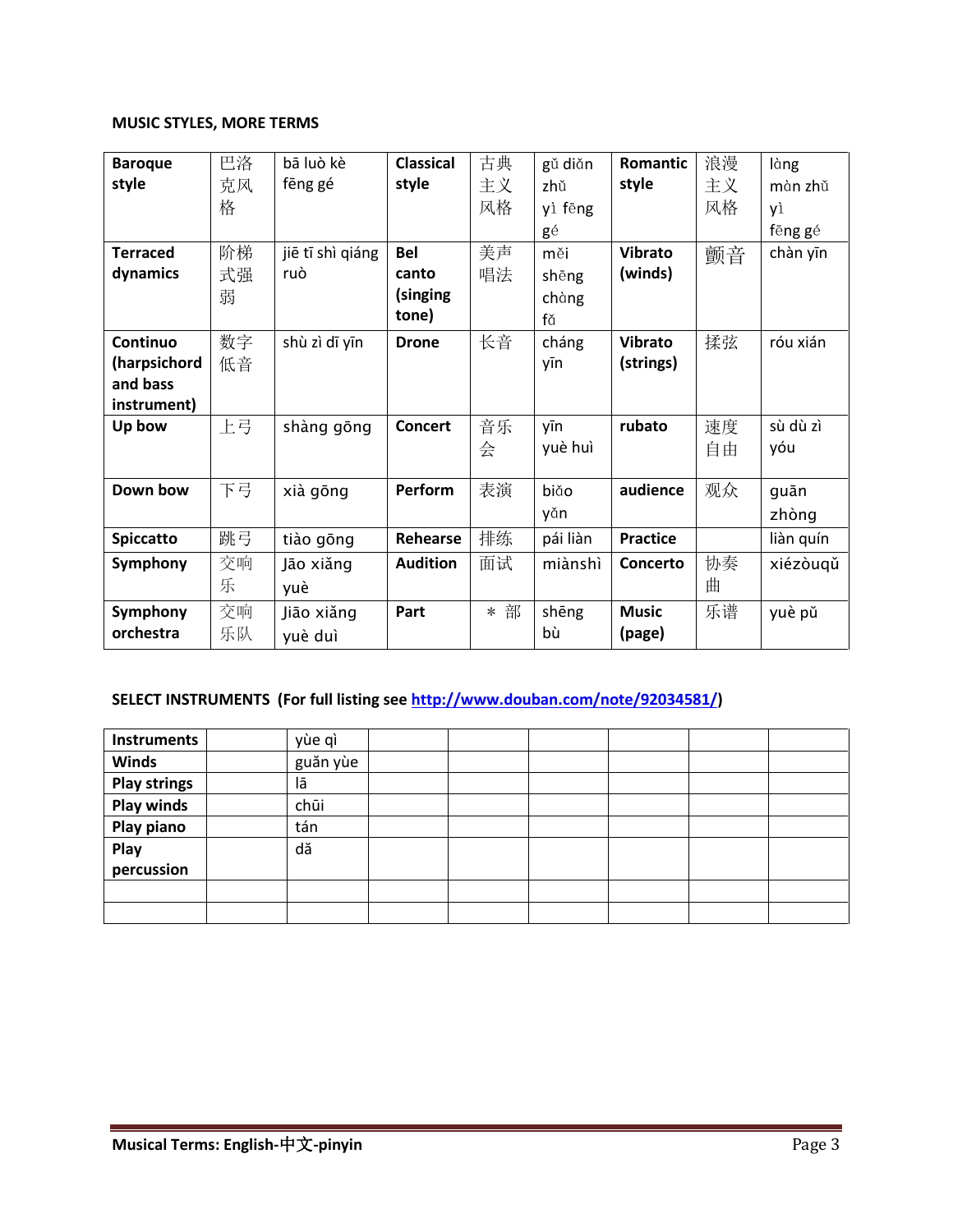**MUSIC STYLES, MORE TERMS**

| **Baroque style** | 巴洛克风格 | bā luò kè fēng gé | **Classical style** | 古典主义风格 | gǔ diǎn zhǔ yì fēng gé | **Romantic style** | 浪漫主义风格 | làng màn zhǔ yì fēng gé |
|---|---|---|---|---|---|---|---|---|
| **Terraced dynamics** | 阶梯式强弱 | jiē tī shì qiáng ruò | **Bel canto (singing tone)** | 美声唱法 | měi shēng chàng fǎ | **Vibrato (winds)** | 颤音 | chàn yīn |
| **Continuo (harpsichord and bass instrument)** | 数字低音 | shù zì dī yīn | **Drone** | 长音 | cháng yīn | **Vibrato (strings)** | 揉弦 | róu xián |
| **Up bow** | 上弓 | shàng gōng | **Concert** | 音乐会 | yīn yuè huì | **rubato** | 速度自由 | sù dù zì yóu |
| **Down bow** | 下弓 | xià gōng | **Perform** | 表演 | biǎo yǎn | **audience** | 观众 | guān zhòng |
| **Spiccatto** | 跳弓 | tiào gōng | **Rehearse** | 排练 | pái liàn | **Practice** | | liàn quín |
| **Symphony** | 交响乐 | Jāo xiǎng yuè | **Audition** | 面试 | miànshì | **Concerto** | 协奏曲 | xiézòuqǔ |
| **Symphony orchestra** | 交响乐队 | Jiāo xiǎng yuè duì | **Part** | * 部 | shēng bù | **Music (page)** | 乐谱 | yuè pǔ |

**SELECT INSTRUMENTS (For full listing see [http://www.douban.com/note/92034581/](http://www.douban.com/note/92034581/))**

| **Instruments** | | yùe qì | | | | | | |
|---|---|---|---|---|---|---|---|---|
| **Winds** | | guǎn yùe | | | | | | |
| **Play strings** | | lā | | | | | | |
| **Play winds** | | chūi | | | | | | |
| **Play piano** | | tán | | | | | | |
| **Play percussion** | | dǎ | | | | | | |
| | | | | | | | | |
| | | | | | | | | |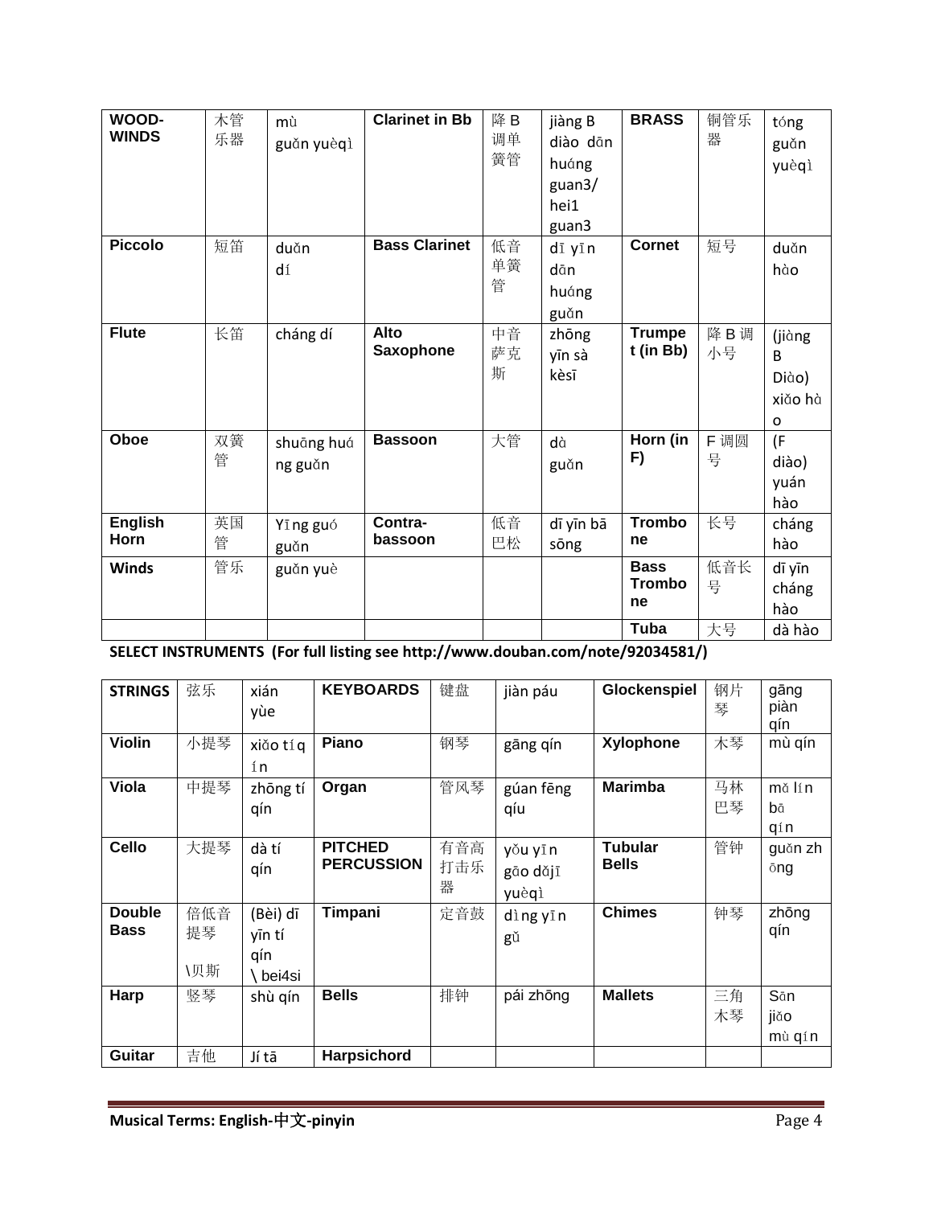| **WOOD-WINDS** | 木管乐器 | mù guǎn yuèqì | **Clarinet in Bb** | 降 B 调单簧管 | jiàng B diào dān huáng guan3/ hei1 guan3 | **BRASS** | 铜管乐器 | tóng guǎn yuèqì |
|---|---|---|---|---|---|---|---|---|
| **Piccolo** | 短笛 | duǎn dí | **Bass Clarinet** | 低音单簧管 | dī yīn dān huáng guǎn | **Cornet** | 短号 | duǎn hào |
| **Flute** | 长笛 | cháng dí | **Alto Saxophone** | 中音萨克斯 | zhōng yīn sà kèsī | **Trumpet (in Bb)** | 降 B 调小号 | (jiàng B Diào) xiǎo hào |
| **Oboe** | 双簧管 | shuāng huáng guǎn | **Bassoon** | 大管 | dà guǎn | **Horn (in F)** | F 调圆号 | (F diào) yuán hào |
| **English Horn** | 英国管 | Yīng guó guǎn | **Contra-bassoon** | 低音巴松 | dī yīn bā sōng | **Trombone** | 长号 | cháng hào |
| **Winds** | 管乐 | guǎn yuè | | | | **Bass Trombone** | 低音长号 | dī yīn cháng hào |
| | | | | | | **Tuba** | 大号 | dà hào |

**SELECT INSTRUMENTS (For full listing see http://www.douban.com/note/92034581/)**

| **STRINGS** | 弦乐 | xián yùe | **KEYBOARDS** | 键盘 | jiàn páu | **Glockenspiel** | 钢片琴 | gāng piàn qín |
|---|---|---|---|---|---|---|---|---|
| **Violin** | 小提琴 | xiǎo tíqín | **Piano** | 钢琴 | gāng qín | **Xylophone** | 木琴 | mù qín |
| **Viola** | 中提琴 | zhōng tí qín | **Organ** | 管风琴 | gúan fēng qíu | **Marimba** | 马林巴琴 | mǎ lín bā qín |
| **Cello** | 大提琴 | dà tí qín | **PITCHED PERCUSSION** | 有音高打击乐器 | yǒu yīn gāo dǎjī yuèqì | **Tubular Bells** | 管钟 | guǎn zhōng |
| **Double Bass** | 倍低音提琴 \贝斯 | (Bèi) dī yīn tí qín \ bei4si | **Timpani** | 定音鼓 | dìng yīn gǔ | **Chimes** | 钟琴 | zhōng qín |
| **Harp** | 竖琴 | shù qín | **Bells** | 排钟 | pái zhōng | **Mallets** | 三角木琴 | Sān jiǎo mù qín |
| **Guitar** | 吉他 | Jí tā | **Harpsichord** | | | | | |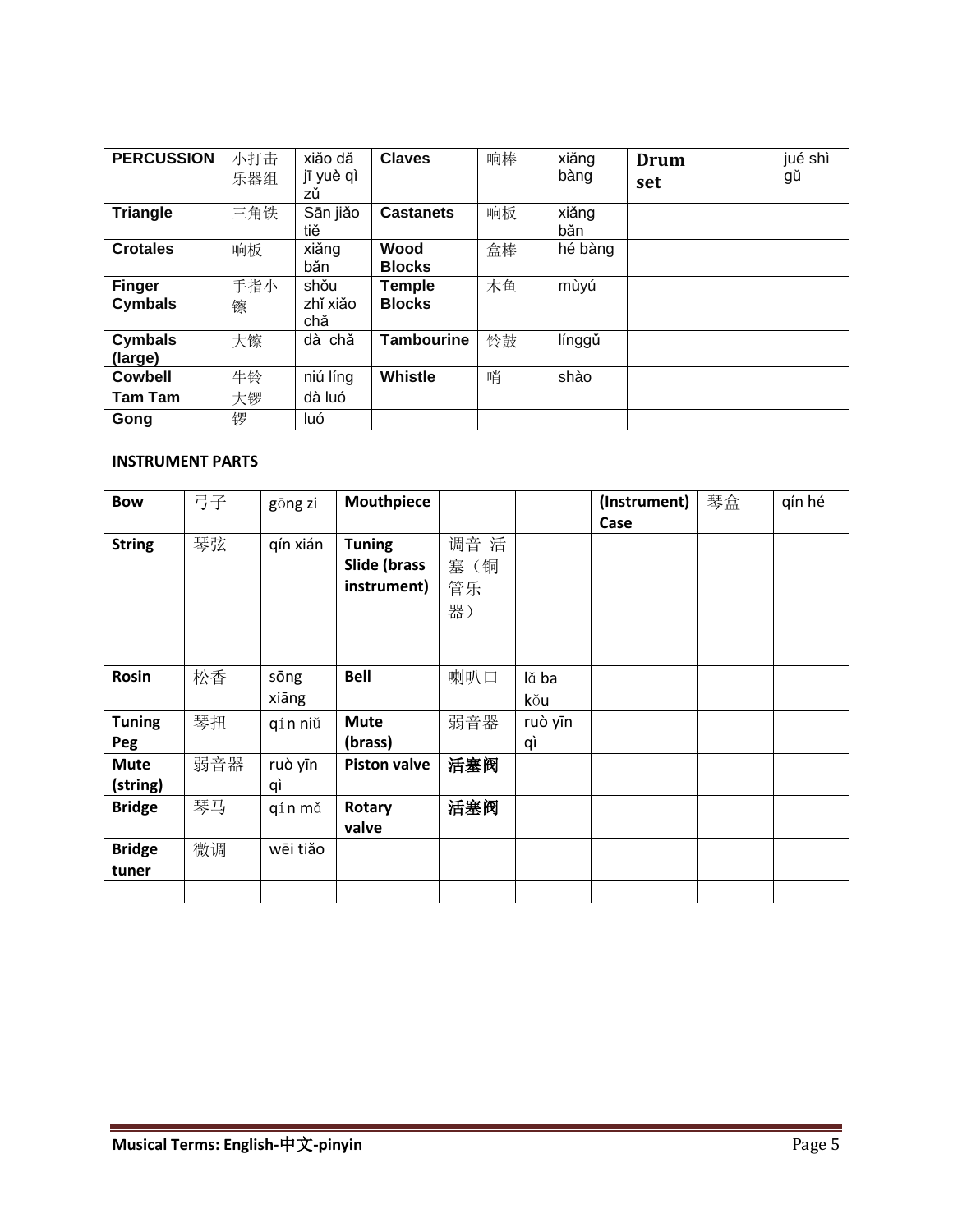| PERCUSSION | 小打击乐器组 | xiǎo dǎ jī yuè qì zǔ | Claves | 响棒 | xiǎng bàng | Drum set | | jué shì gǔ |
|---|---|---|---|---|---|---|---|---|
| Triangle | 三角铁 | Sān jiǎo tiě | Castanets | 响板 | xiǎng bǎn | | | |
| Crotales | 响板 | xiǎng bǎn | Wood Blocks | 盒棒 | hé bàng | | | |
| Finger Cymbals | 手指小镲 | shǒu zhǐ xiǎo chǎ | Temple Blocks | 木鱼 | mùyú | | | |
| Cymbals (large) | 大镲 | dà chǎ | Tambourine | 铃鼓 | línggǔ | | | |
| Cowbell | 牛铃 | niú líng | Whistle | 哨 | shào | | | |
| Tam Tam | 大锣 | dà luó | | | | | | |
| Gong | 锣 | luó | | | | | | |

**INSTRUMENT PARTS**

| Bow | 弓子 | gōng zi | Mouthpiece | | | (Instrument) Case | 琴盒 | qín hé |
|---|---|---|---|---|---|---|---|---|
| String | 琴弦 | qín xián | Tuning Slide (brass instrument) | 调音活塞（铜管乐器） | | | | |
| Rosin | 松香 | sōng xiāng | Bell | 喇叭口 | lǎ ba kǒu | | | |
| Tuning Peg | 琴扭 | qín niǔ | Mute (brass) | 弱音器 | ruò yīn qì | | | |
| Mute (string) | 弱音器 | ruò yīn qì | Piston valve | 活塞阀 | | | | |
| Bridge | 琴马 | qín mǎ | Rotary valve | 活塞阀 | | | | |
| Bridge tuner | 微调 | wēi tiǎo | | | | | | |
| | | | | | | | | |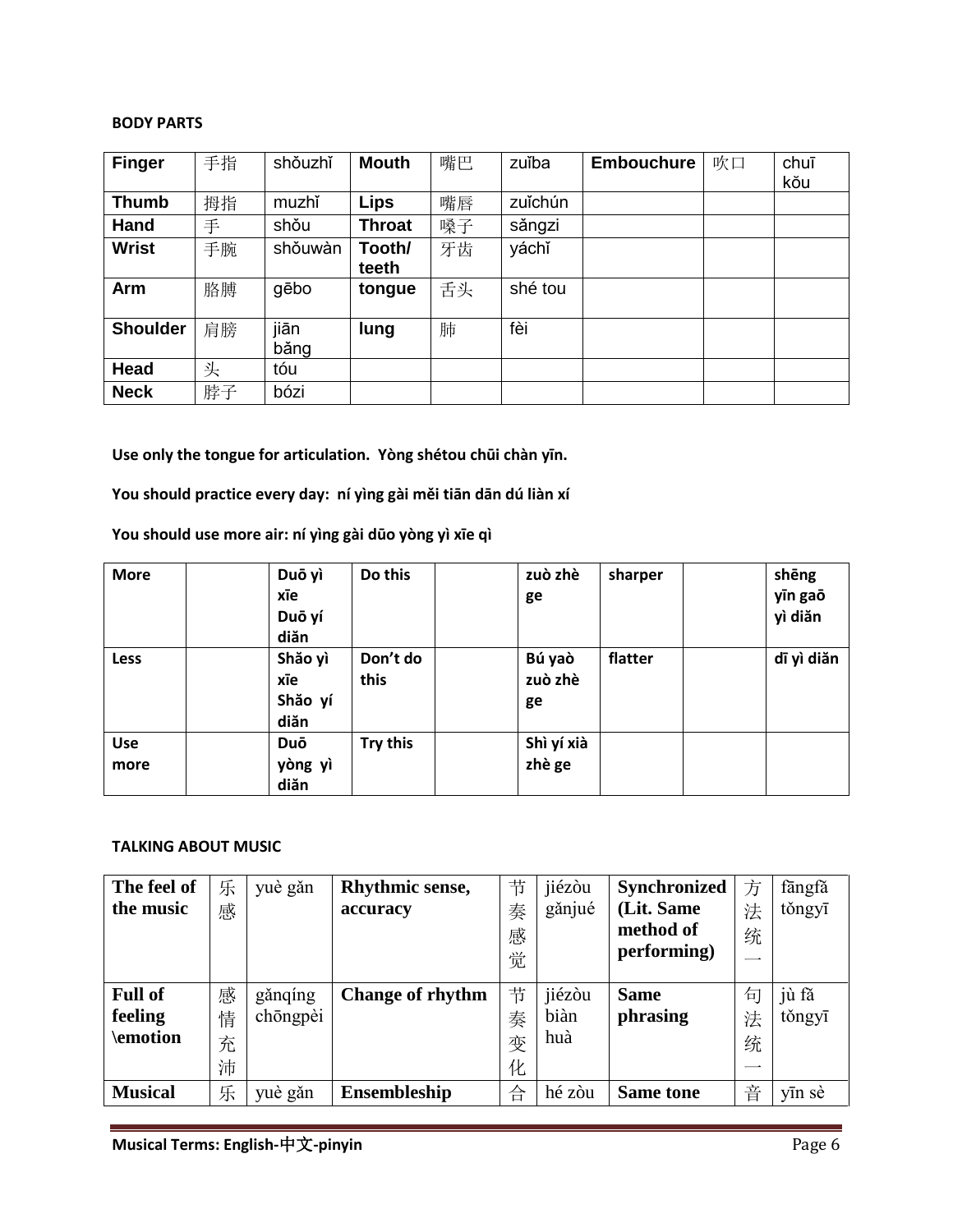**BODY PARTS**

| Finger | 手指 | shǒuzhǐ | Mouth | 嘴巴 | zuǐba | Embouchure | 吹口 | chuī kǒu |
|---|---|---|---|---|---|---|---|---|
| Thumb | 拇指 | muzhǐ | Lips | 嘴唇 | zuǐchún | | | |
| Hand | 手 | shǒu | Throat | 嗓子 | sǎngzi | | | |
| Wrist | 手腕 | shǒuwàn | Tooth/ teeth | 牙齿 | yáchǐ | | | |
| Arm | 胳膊 | gēbo | tongue | 舌头 | shé tou | | | |
| Shoulder | 肩膀 | jiān bǎng | lung | 肺 | fèi | | | |
| Head | 头 | tóu | | | | | | |
| Neck | 脖子 | bózi | | | | | | |

**Use only the tongue for articulation. Yòng shétou chūi chàn yīn.**

**You should practice every day: ní yìng gài měi tiān dān dú liàn xí**

**You should use more air: ní yìng gài dūo yòng yì xīe qì**

| More | | Duō yì xīe Duō yí diǎn | Do this | | zuò zhè ge | sharper | | shēng yīn gaō yì diǎn |
|---|---|---|---|---|---|---|---|---|
| Less | | Shǎo yì xīe Shǎo yí diǎn | Don't do this | | Bú yaò zuò zhè ge | flatter | | dī yì diǎn |
| Use more | | Duō yòng yì diǎn | Try this | | Shì yí xià zhè ge | | | |

**TALKING ABOUT MUSIC**

| The feel of the music | 乐感 | yuè gǎn | Rhythmic sense, accuracy | 节奏感觉 | jiézòu gǎnjué | Synchronized (Lit. Same method of performing) | 方法统一 | fāngfǎ tǒngyī |
|---|---|---|---|---|---|---|---|---|
| Full of feeling \emotion | 感情充沛 | gǎnqíng chōngpèi | Change of rhythm | 节奏变化 | jiézòu biàn huà | Same phrasing | 句法统一 | jù fǎ tǒngyī |
| Musical | 乐 | yuè gǎn | Ensembleship | 合 | hé zòu | Same tone | 音 | yīn sè |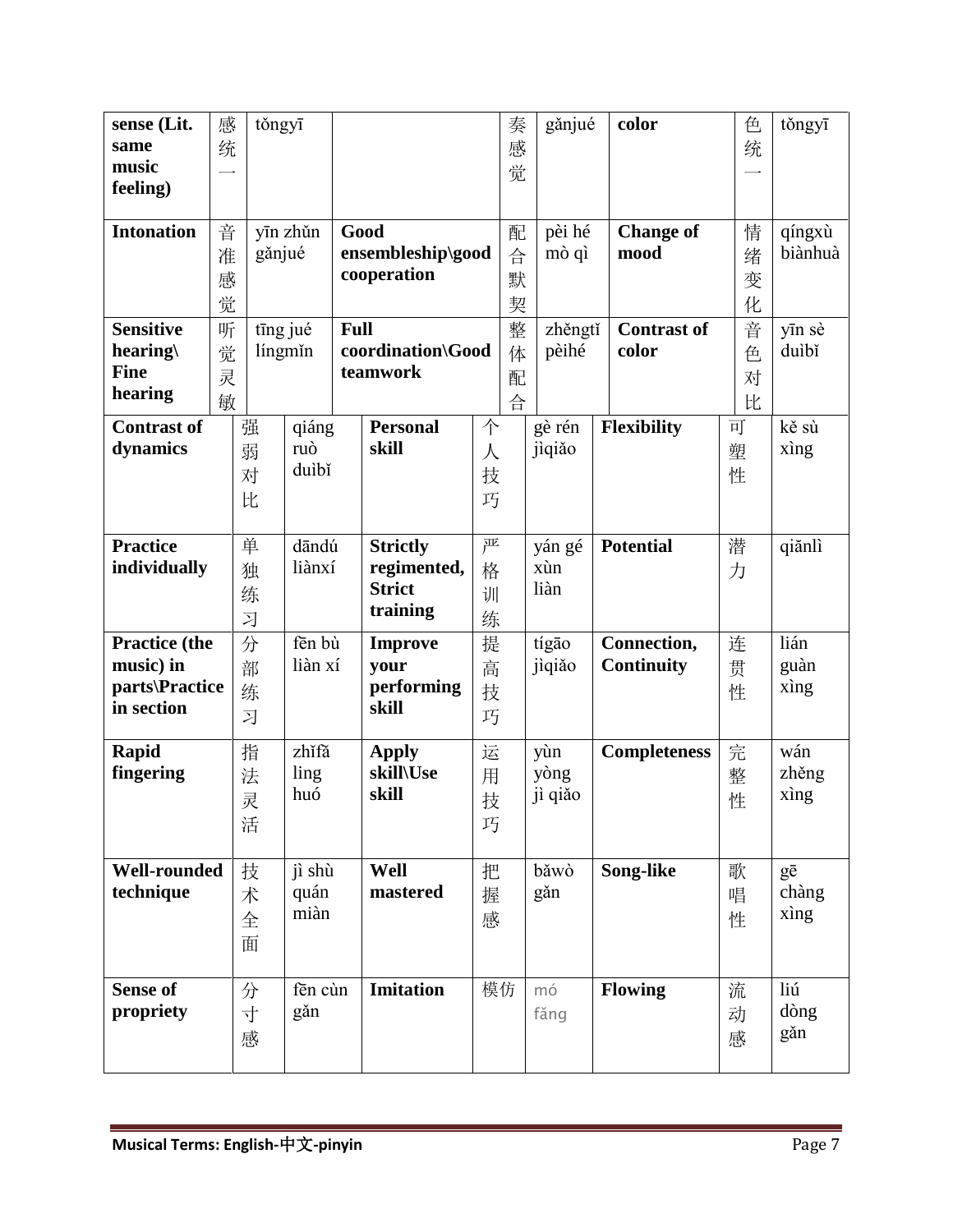| | | | | | | | | |
|---|---|---|---|---|---|---|---|---|
| **sense (Lit. same music feeling)** | 感统一 | tǒngyī | | 奏感觉 | gǎnjué | **color** | 色统一 | tǒngyī |
| **Intonation** | 音准感觉 | yīn zhǔn gǎnjué | **Good ensembleship\good cooperation** | 配合默契 | pèi hé mò qì | **Change of mood** | 情绪变化 | qíngxù biànhuà |
| **Sensitive hearing\ Fine hearing** | 听觉灵敏 | tīng jué língmǐn | **Full coordination\Good teamwork** | 整体配合 | zhěngtǐ pèihé | **Contrast of color** | 音色对比 | yīn sè duìbǐ |
| **Contrast of dynamics** | 强弱对比 | qiáng ruò duìbǐ | **Personal skill** | 个人技巧 | gè rén jìqiǎo | **Flexibility** | 可塑性 | kě sù xìng |
| **Practice individually** | 单独练习 | dāndú liànxí | **Strictly regimented, Strict training** | 严格训练 | yán gé xùn liàn | **Potential** | 潜力 | qiǎnlì |
| **Practice (the music) in parts\Practice in section** | 分部练习 | fēn bù liàn xí | **Improve your performing skill** | 提高技巧 | tígāo jìqiǎo | **Connection, Continuity** | 连贯性 | lián guàn xìng |
| **Rapid fingering** | 指法灵活 | zhǐfǎ ling huó | **Apply skill\Use skill** | 运用技巧 | yùn yòng jì qiǎo | **Completeness** | 完整性 | wán zhěng xìng |
| **Well-rounded technique** | 技术全面 | jì shù quán miàn | **Well mastered** | 把握感 | bǎwò gǎn | **Song-like** | 歌唱性 | gē chàng xìng |
| **Sense of propriety** | 分寸感 | fēn cùn gǎn | **Imitation** | 模仿 | mó fǎng | **Flowing** | 流动感 | liú dòng gǎn |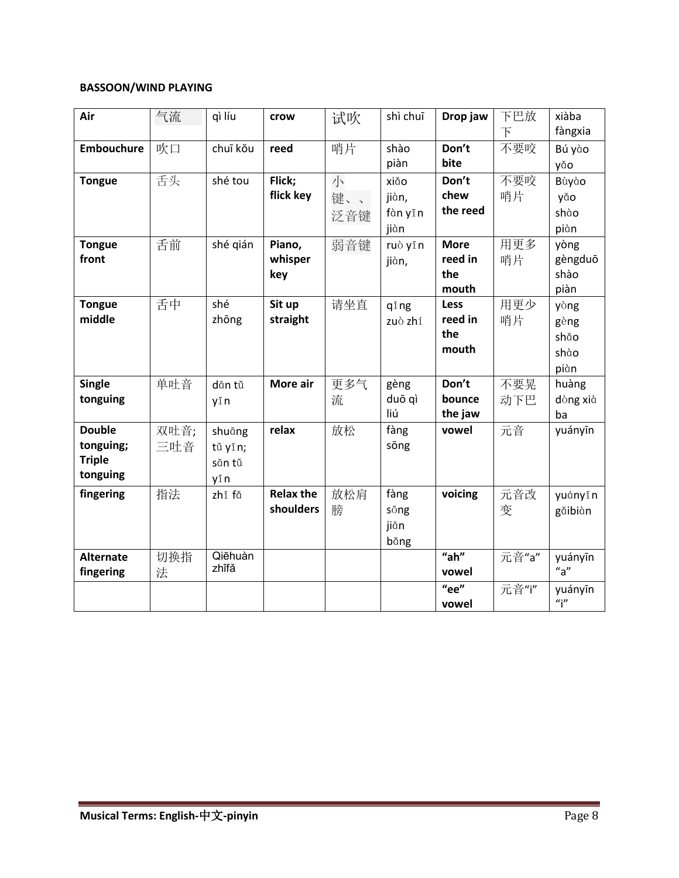**BASSOON/WIND PLAYING**

| **Air** | 气流 | qì líu | **crow** | 试吹 | shì chuī | **Drop jaw** | 下巴放下 | xiàba fàngxia |
|---|---|---|---|---|---|---|---|---|
| **Embouchure** | 吹口 | chuī kǒu | **reed** | 哨片 | shào piàn | **Don't bite** | 不要咬 | Bú yào yǎo |
| **Tongue** | 舌头 | shé tou | **Flick; flick key** | 小键、、泛音键 | xiǎo jiàn, fàn yīn jiàn | **Don't chew the reed** | 不要咬哨片 | Bùyào yǎo shào piàn |
| **Tongue front** | 舌前 | shé qián | **Piano, whisper key** | 弱音键 | ruò yīn jiàn, | **More reed in the mouth** | 用更多哨片 | yòng gèngduō shào piàn |
| **Tongue middle** | 舌中 | shé zhōng | **Sit up straight** | 请坐直 | qǐng zuò zhí | **Less reed in the mouth** | 用更少哨片 | yòng gèng shǎo shào piàn |
| **Single tonguing** | 单吐音 | dān tǔ yīn | **More air** | 更多气流 | gèng duō qì liú | **Don't bounce the jaw** | 不要晃动下巴 | huàng dòng xià ba |
| **Double tonguing; Triple tonguing** | 双吐音;三吐音 | shuāng tǔ yīn; sān tǔ yīn | **relax** | 放松 | fàng sōng | **vowel** | 元音 | yuányīn |
| **fingering** | 指法 | zhǐ fǎ | **Relax the shoulders** | 放松肩膀 | fàng sōng jiān bǎng | **voicing** | 元音改变 | yuányīn gǎibiàn |
| **Alternate fingering** | 切换指法 | Qiēhuàn zhǐfǎ | | | | **"ah" vowel** | 元音"a" | yuányīn "a" |
| | | | | | | **"ee" vowel** | 元音"i" | yuányīn "i" |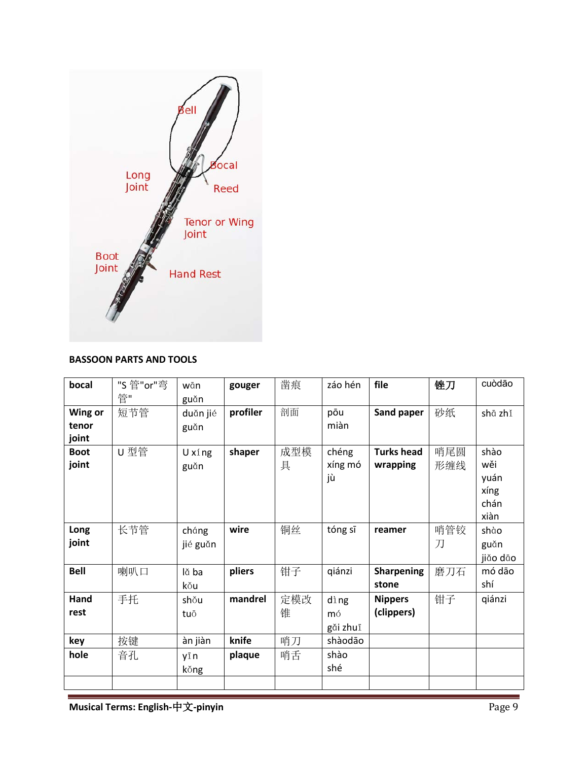BASSOON PARTS AND TOOLS

| bocal | "S 管"or"弯管" | wān guǎn | gouger | 凿痕 | záo hén | file | 锉刀 | cuòdāo |
|---|---|---|---|---|---|---|---|---|
| Wing or tenor joint | 短节管 | duǎn jié guǎn | profiler | 剖面 | pōu miàn | Sand paper | 砂纸 | shā zhǐ |
| Boot joint | U 型管 | U xíng guǎn | shaper | 成型模具 | chéng xíng mó jù | Turks head wrapping | 哨尾圆形缠线 | shào wěi yuán xíng chán xiàn |
| Long joint | 长节管 | cháng jié guǎn | wire | 铜丝 | tóng sī | reamer | 哨管铰刀 | shào guǎn jiǎo dāo |
| Bell | 喇叭口 | lǎ ba kǒu | pliers | 钳子 | qiánzi | Sharpening stone | 磨刀石 | mó dāo shí |
| Hand rest | 手托 | shǒu tuō | mandrel | 定模改锥 | dìng mó gǎi zhuī | Nippers (clippers) | 钳子 | qiánzi |
| key | 按键 | àn jiàn | knife | 哨刀 | shàodāo | | | |
| hole | 音孔 | yīn kǒng | plaque | 哨舌 | shào shé | | | |
| | | | | | | | | |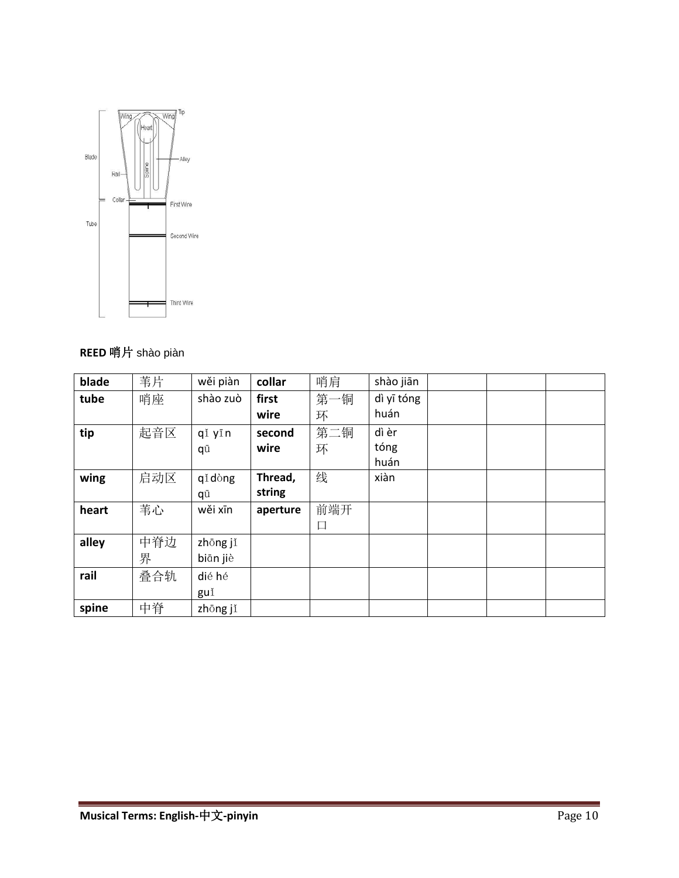Wing
Wing
Tip
Heart
Blade
Alley
Rail
Spine
Collar
First Wire
Tube
Second Wire
Third Wire

**REED 哨片** shào piàn

| | | | | | | | | |
|---|---|---|---|---|---|---|---|---|
| **blade** | 苇片 | wěi piàn | **collar** | 哨肩 | shào jiān | | | |
| **tube** | 哨座 | shào zuò | **first wire** | 第一铜环 | dì yī tóng huán | | | |
| **tip** | 起音区 | qǐ yīn qū | **second wire** | 第二铜环 | dì èr tóng huán | | | |
| **wing** | 启动区 | qǐdòng qū | **Thread, string** | 线 | xiàn | | | |
| **heart** | 苇心 | wěi xīn | **aperture** | 前端开口 | | | | |
| **alley** | 中脊边界 | zhōng jǐ biān jiè | | | | | | |
| **rail** | 叠合轨 | dié hé guǐ | | | | | | |
| **spine** | 中脊 | zhōng jǐ | | | | | | |